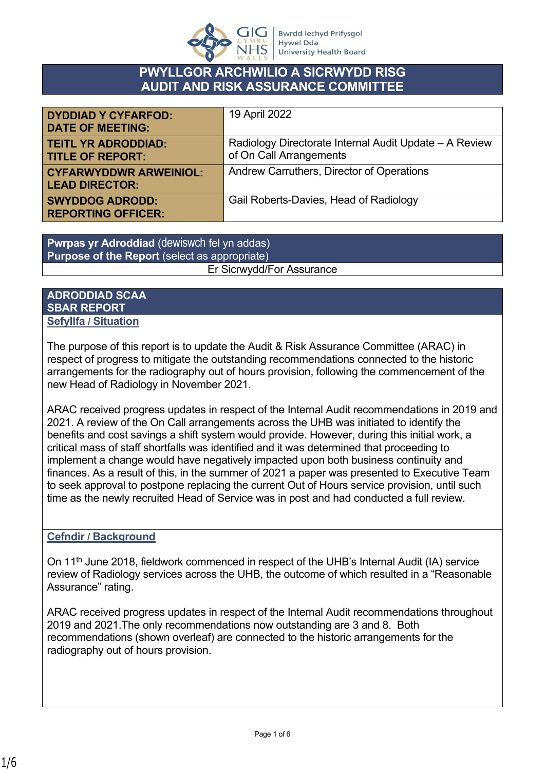# PWYLLGOR ARCHWILIO A SICRWYDD RISG
# AUDIT AND RISK ASSURANCE COMMITTEE

| | |
|---|---|
| **DYDDIAD Y CYFARFOD: DATE OF MEETING:** | 19 April 2022 |
| **TEITL YR ADRODDIAD: TITLE OF REPORT:** | Radiology Directorate Internal Audit Update – A Review of On Call Arrangements |
| **CYFARWYDDWR ARWEINIOL: LEAD DIRECTOR:** | Andrew Carruthers, Director of Operations |
| **SWYDDOG ADRODD: REPORTING OFFICER:** | Gail Roberts-Davies, Head of Radiology |

| **Pwrpas yr Adroddiad** (dewiswch fel yn addas) **Purpose of the Report** (select as appropriate) |
|---|
| Er Sicrwydd/For Assurance |

## ADRODDIAD SCAA
## SBAR REPORT

### Sefyllfa / Situation

The purpose of this report is to update the Audit & Risk Assurance Committee (ARAC) in respect of progress to mitigate the outstanding recommendations connected to the historic arrangements for the radiography out of hours provision, following the commencement of the new Head of Radiology in November 2021.

ARAC received progress updates in respect of the Internal Audit recommendations in 2019 and 2021. A review of the On Call arrangements across the UHB was initiated to identify the benefits and cost savings a shift system would provide. However, during this initial work, a critical mass of staff shortfalls was identified and it was determined that proceeding to implement a change would have negatively impacted upon both business continuity and finances. As a result of this, in the summer of 2021 a paper was presented to Executive Team to seek approval to postpone replacing the current Out of Hours service provision, until such time as the newly recruited Head of Service was in post and had conducted a full review.

### Cefndir / Background

On 11th June 2018, fieldwork commenced in respect of the UHB's Internal Audit (IA) service review of Radiology services across the UHB, the outcome of which resulted in a "Reasonable Assurance" rating.

ARAC received progress updates in respect of the Internal Audit recommendations throughout 2019 and 2021.The only recommendations now outstanding are 3 and 8. Both recommendations (shown overleaf) are connected to the historic arrangements for the radiography out of hours provision.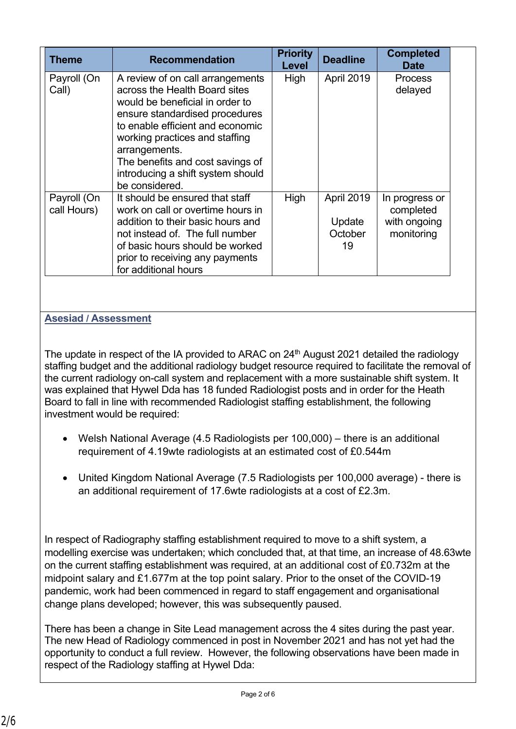| Theme | Recommendation | Priority Level | Deadline | Completed Date |
|---|---|---|---|---|
| Payroll (On Call) | A review of on call arrangements across the Health Board sites would be beneficial in order to ensure standardised procedures to enable efficient and economic working practices and staffing arrangements. The benefits and cost savings of introducing a shift system should be considered. | High | April 2019 | Process delayed |
| Payroll (On call Hours) | It should be ensured that staff work on call or overtime hours in addition to their basic hours and not instead of. The full number of basic hours should be worked prior to receiving any payments for additional hours | High | April 2019<br><br>Update October 19 | In progress or completed with ongoing monitoring |

## Asesiad / Assessment

The update in respect of the IA provided to ARAC on 24th August 2021 detailed the radiology staffing budget and the additional radiology budget resource required to facilitate the removal of the current radiology on-call system and replacement with a more sustainable shift system. It was explained that Hywel Dda has 18 funded Radiologist posts and in order for the Heath Board to fall in line with recommended Radiologist staffing establishment, the following investment would be required:

- Welsh National Average (4.5 Radiologists per 100,000) – there is an additional requirement of 4.19wte radiologists at an estimated cost of £0.544m
- United Kingdom National Average (7.5 Radiologists per 100,000 average) - there is an additional requirement of 17.6wte radiologists at a cost of £2.3m.

In respect of Radiography staffing establishment required to move to a shift system, a modelling exercise was undertaken; which concluded that, at that time, an increase of 48.63wte on the current staffing establishment was required, at an additional cost of £0.732m at the midpoint salary and £1.677m at the top point salary. Prior to the onset of the COVID-19 pandemic, work had been commenced in regard to staff engagement and organisational change plans developed; however, this was subsequently paused.

There has been a change in Site Lead management across the 4 sites during the past year. The new Head of Radiology commenced in post in November 2021 and has not yet had the opportunity to conduct a full review. However, the following observations have been made in respect of the Radiology staffing at Hywel Dda: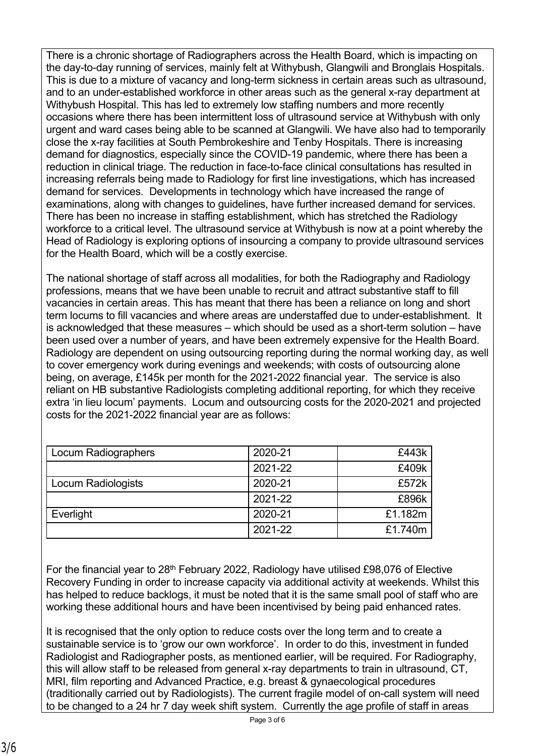There is a chronic shortage of Radiographers across the Health Board, which is impacting on the day-to-day running of services, mainly felt at Withybush, Glangwili and Bronglais Hospitals. This is due to a mixture of vacancy and long-term sickness in certain areas such as ultrasound, and to an under-established workforce in other areas such as the general x-ray department at Withybush Hospital. This has led to extremely low staffing numbers and more recently occasions where there has been intermittent loss of ultrasound service at Withybush with only urgent and ward cases being able to be scanned at Glangwili. We have also had to temporarily close the x-ray facilities at South Pembrokeshire and Tenby Hospitals. There is increasing demand for diagnostics, especially since the COVID-19 pandemic, where there has been a reduction in clinical triage. The reduction in face-to-face clinical consultations has resulted in increasing referrals being made to Radiology for first line investigations, which has increased demand for services. Developments in technology which have increased the range of examinations, along with changes to guidelines, have further increased demand for services. There has been no increase in staffing establishment, which has stretched the Radiology workforce to a critical level. The ultrasound service at Withybush is now at a point whereby the Head of Radiology is exploring options of insourcing a company to provide ultrasound services for the Health Board, which will be a costly exercise.

The national shortage of staff across all modalities, for both the Radiography and Radiology professions, means that we have been unable to recruit and attract substantive staff to fill vacancies in certain areas. This has meant that there has been a reliance on long and short term locums to fill vacancies and where areas are understaffed due to under-establishment. It is acknowledged that these measures – which should be used as a short-term solution – have been used over a number of years, and have been extremely expensive for the Health Board. Radiology are dependent on using outsourcing reporting during the normal working day, as well to cover emergency work during evenings and weekends; with costs of outsourcing alone being, on average, £145k per month for the 2021-2022 financial year. The service is also reliant on HB substantive Radiologists completing additional reporting, for which they receive extra 'in lieu locum' payments. Locum and outsourcing costs for the 2020-2021 and projected costs for the 2021-2022 financial year are as follows:

| | | |
|---|---|---|
| Locum Radiographers | 2020-21 | £443k |
| | 2021-22 | £409k |
| Locum Radiologists | 2020-21 | £572k |
| | 2021-22 | £896k |
| Everlight | 2020-21 | £1.182m |
| | 2021-22 | £1.740m |

For the financial year to 28th February 2022, Radiology have utilised £98,076 of Elective Recovery Funding in order to increase capacity via additional activity at weekends. Whilst this has helped to reduce backlogs, it must be noted that it is the same small pool of staff who are working these additional hours and have been incentivised by being paid enhanced rates.

It is recognised that the only option to reduce costs over the long term and to create a sustainable service is to 'grow our own workforce'. In order to do this, investment in funded Radiologist and Radiographer posts, as mentioned earlier, will be required. For Radiography, this will allow staff to be released from general x-ray departments to train in ultrasound, CT, MRI, film reporting and Advanced Practice, e.g. breast & gynaecological procedures (traditionally carried out by Radiologists). The current fragile model of on-call system will need to be changed to a 24 hr 7 day week shift system. Currently the age profile of staff in areas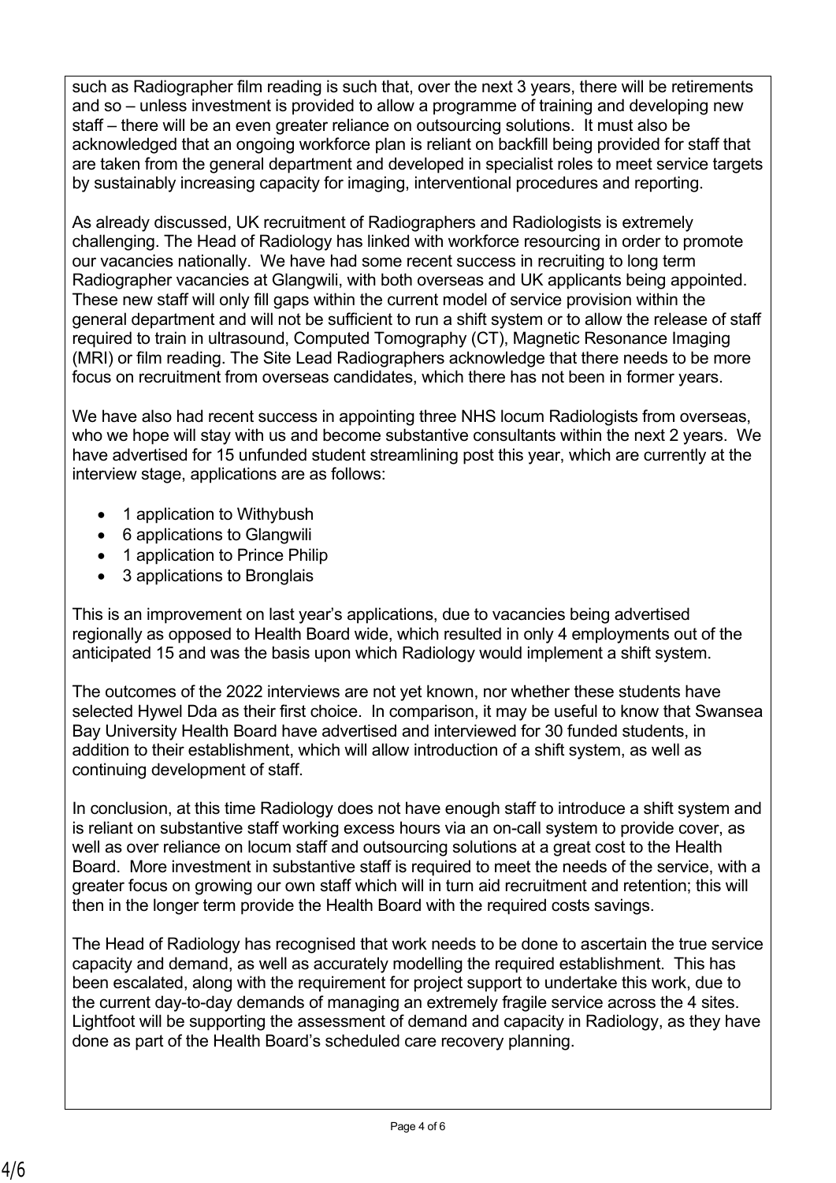such as Radiographer film reading is such that, over the next 3 years, there will be retirements and so – unless investment is provided to allow a programme of training and developing new staff – there will be an even greater reliance on outsourcing solutions. It must also be acknowledged that an ongoing workforce plan is reliant on backfill being provided for staff that are taken from the general department and developed in specialist roles to meet service targets by sustainably increasing capacity for imaging, interventional procedures and reporting.

As already discussed, UK recruitment of Radiographers and Radiologists is extremely challenging. The Head of Radiology has linked with workforce resourcing in order to promote our vacancies nationally. We have had some recent success in recruiting to long term Radiographer vacancies at Glangwili, with both overseas and UK applicants being appointed. These new staff will only fill gaps within the current model of service provision within the general department and will not be sufficient to run a shift system or to allow the release of staff required to train in ultrasound, Computed Tomography (CT), Magnetic Resonance Imaging (MRI) or film reading. The Site Lead Radiographers acknowledge that there needs to be more focus on recruitment from overseas candidates, which there has not been in former years.

We have also had recent success in appointing three NHS locum Radiologists from overseas, who we hope will stay with us and become substantive consultants within the next 2 years. We have advertised for 15 unfunded student streamlining post this year, which are currently at the interview stage, applications are as follows:

- 1 application to Withybush
- 6 applications to Glangwili
- 1 application to Prince Philip
- 3 applications to Bronglais

This is an improvement on last year's applications, due to vacancies being advertised regionally as opposed to Health Board wide, which resulted in only 4 employments out of the anticipated 15 and was the basis upon which Radiology would implement a shift system.

The outcomes of the 2022 interviews are not yet known, nor whether these students have selected Hywel Dda as their first choice. In comparison, it may be useful to know that Swansea Bay University Health Board have advertised and interviewed for 30 funded students, in addition to their establishment, which will allow introduction of a shift system, as well as continuing development of staff.

In conclusion, at this time Radiology does not have enough staff to introduce a shift system and is reliant on substantive staff working excess hours via an on-call system to provide cover, as well as over reliance on locum staff and outsourcing solutions at a great cost to the Health Board. More investment in substantive staff is required to meet the needs of the service, with a greater focus on growing our own staff which will in turn aid recruitment and retention; this will then in the longer term provide the Health Board with the required costs savings.

The Head of Radiology has recognised that work needs to be done to ascertain the true service capacity and demand, as well as accurately modelling the required establishment. This has been escalated, along with the requirement for project support to undertake this work, due to the current day-to-day demands of managing an extremely fragile service across the 4 sites. Lightfoot will be supporting the assessment of demand and capacity in Radiology, as they have done as part of the Health Board's scheduled care recovery planning.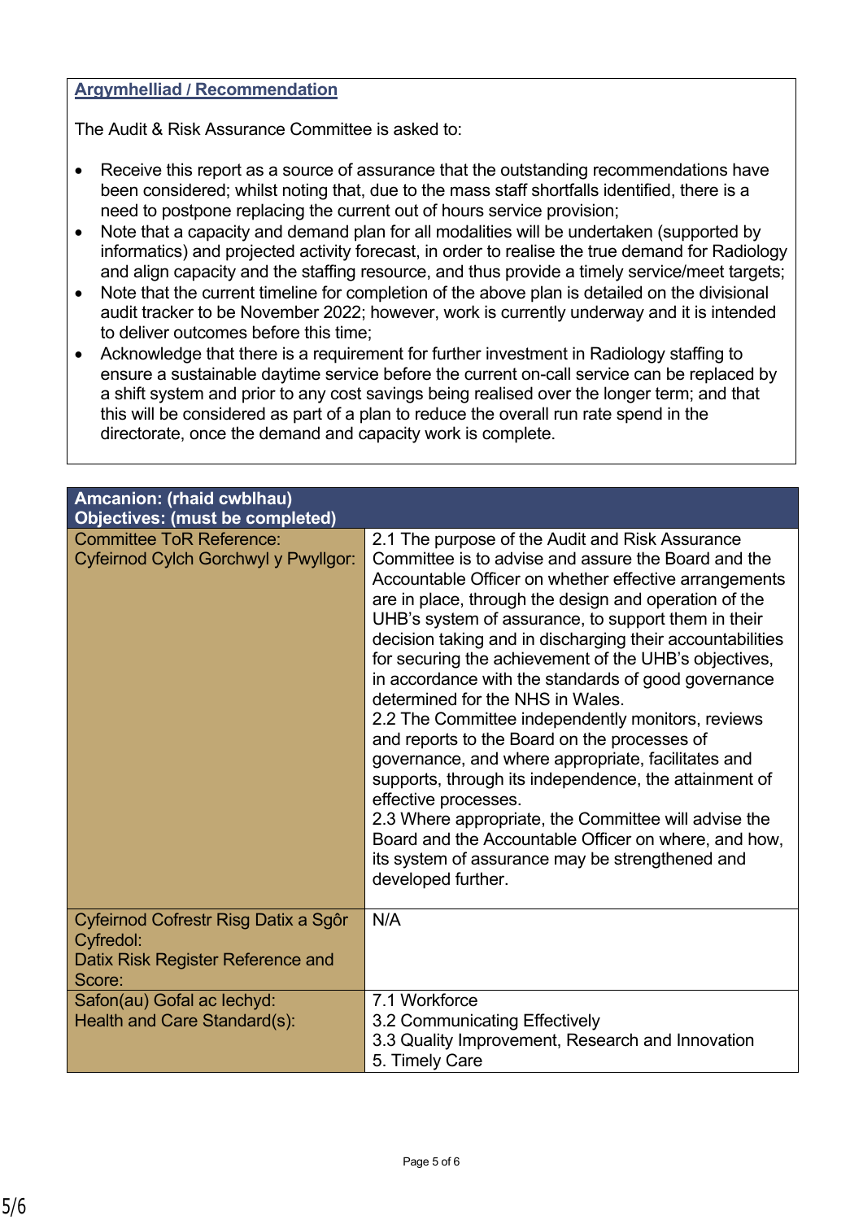**Argymhelliad / Recommendation**

The Audit & Risk Assurance Committee is asked to:

- Receive this report as a source of assurance that the outstanding recommendations have been considered; whilst noting that, due to the mass staff shortfalls identified, there is a need to postpone replacing the current out of hours service provision;
- Note that a capacity and demand plan for all modalities will be undertaken (supported by informatics) and projected activity forecast, in order to realise the true demand for Radiology and align capacity and the staffing resource, and thus provide a timely service/meet targets;
- Note that the current timeline for completion of the above plan is detailed on the divisional audit tracker to be November 2022; however, work is currently underway and it is intended to deliver outcomes before this time;
- Acknowledge that there is a requirement for further investment in Radiology staffing to ensure a sustainable daytime service before the current on-call service can be replaced by a shift system and prior to any cost savings being realised over the longer term; and that this will be considered as part of a plan to reduce the overall run rate spend in the directorate, once the demand and capacity work is complete.

| **Amcanion: (rhaid cwblhau)**<br>**Objectives: (must be completed)** | |
|---|---|
| Committee ToR Reference:<br>Cyfeirnod Cylch Gorchwyl y Pwyllgor: | 2.1 The purpose of the Audit and Risk Assurance Committee is to advise and assure the Board and the Accountable Officer on whether effective arrangements are in place, through the design and operation of the UHB's system of assurance, to support them in their decision taking and in discharging their accountabilities for securing the achievement of the UHB's objectives, in accordance with the standards of good governance determined for the NHS in Wales.<br>2.2 The Committee independently monitors, reviews and reports to the Board on the processes of governance, and where appropriate, facilitates and supports, through its independence, the attainment of effective processes.<br>2.3 Where appropriate, the Committee will advise the Board and the Accountable Officer on where, and how, its system of assurance may be strengthened and developed further. |
| Cyfeirnod Cofrestr Risg Datix a Sgôr Cyfredol:<br>Datix Risk Register Reference and Score: | N/A |
| Safon(au) Gofal ac Iechyd:<br>Health and Care Standard(s): | 7.1 Workforce<br>3.2 Communicating Effectively<br>3.3 Quality Improvement, Research and Innovation<br>5. Timely Care |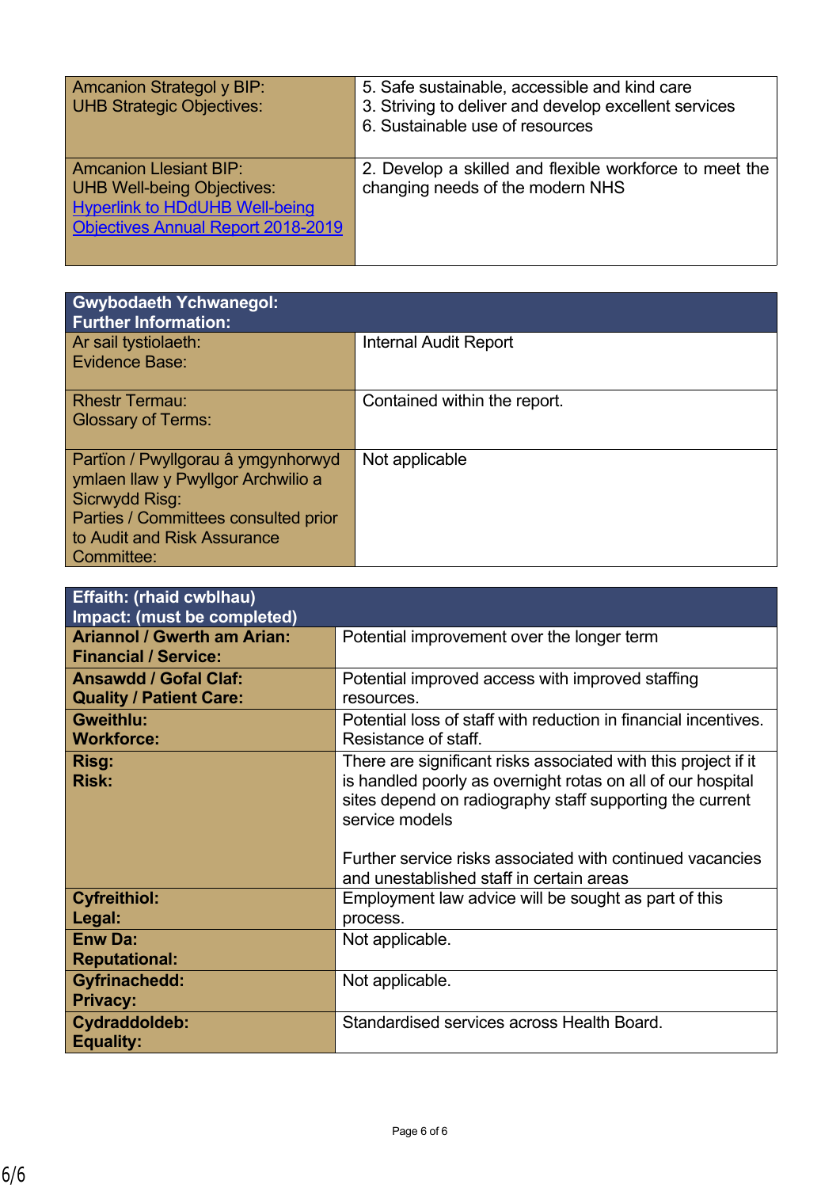| | |
|---|---|
| Amcanion Strategol y BIP:<br>UHB Strategic Objectives: | 5. Safe sustainable, accessible and kind care<br>3. Striving to deliver and develop excellent services<br>6. Sustainable use of resources |
| Amcanion Llesiant BIP:<br>UHB Well-being Objectives:<br>[Hyperlink to HDdUHB Well-being Objectives Annual Report 2018-2019] | 2. Develop a skilled and flexible workforce to meet the changing needs of the modern NHS |

| **Gwybodaeth Ychwanegol:<br>Further Information:** | |
|---|---|
| Ar sail tystiolaeth:<br>Evidence Base: | Internal Audit Report |
| Rhestr Termau:<br>Glossary of Terms: | Contained within the report. |
| Partïon / Pwyllgorau â ymgynhorwyd ymlaen llaw y Pwyllgor Archwilio a Sicrwydd Risg:<br>Parties / Committees consulted prior to Audit and Risk Assurance Committee: | Not applicable |

| **Effaith: (rhaid cwblhau)<br>Impact: (must be completed)** | |
|---|---|
| **Ariannol / Gwerth am Arian:<br>Financial / Service:** | Potential improvement over the longer term |
| **Ansawdd / Gofal Claf:<br>Quality / Patient Care:** | Potential improved access with improved staffing resources. |
| **Gweithlu:<br>Workforce:** | Potential loss of staff with reduction in financial incentives. Resistance of staff. |
| **Risg:<br>Risk:** | There are significant risks associated with this project if it is handled poorly as overnight rotas on all of our hospital sites depend on radiography staff supporting the current service models<br><br>Further service risks associated with continued vacancies and unestablished staff in certain areas |
| **Cyfreithiol:<br>Legal:** | Employment law advice will be sought as part of this process. |
| **Enw Da:<br>Reputational:** | Not applicable. |
| **Gyfrinachedd:<br>Privacy:** | Not applicable. |
| **Cydraddoldeb:<br>Equality:** | Standardised services across Health Board. |